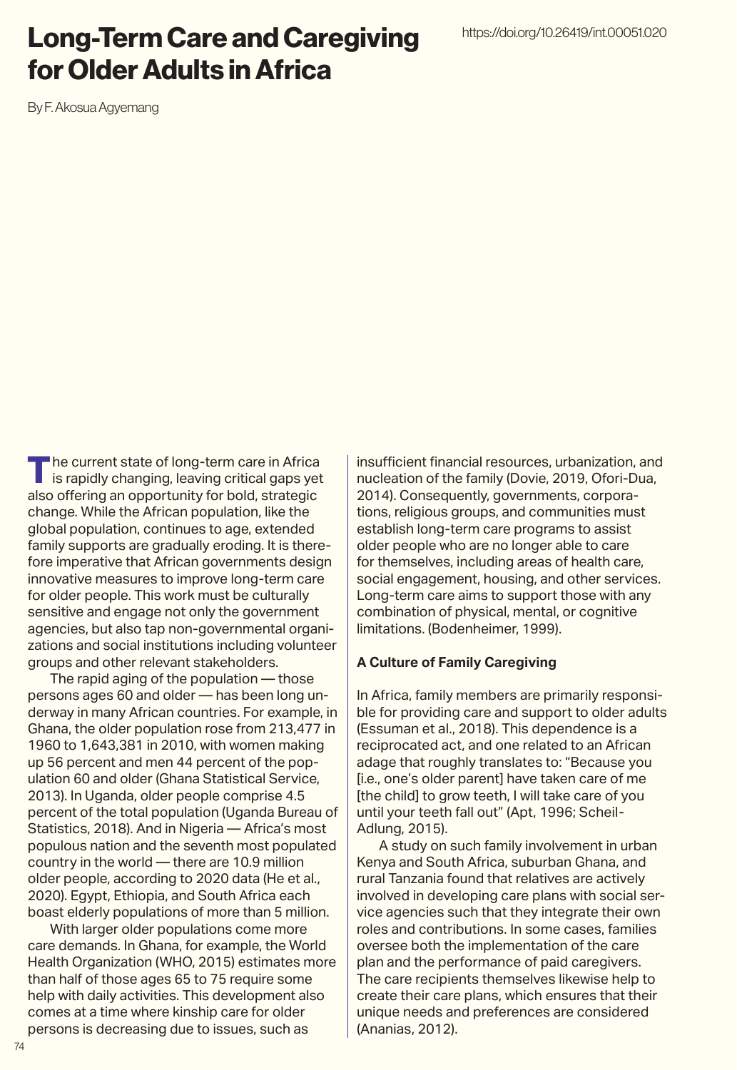# Long-Term Care and Caregiving for Older Adults in Africa

https://doi.org/10.26419/int.00051.020

By F. Akosua Agyemang

The current state of long-term care in Africa is rapidly changing, leaving critical gaps yet also offering an opportunity for bold, strategic change. While the African population, like the global population, continues to age, extended family supports are gradually eroding. It is therefore imperative that African governments design innovative measures to improve long-term care for older people. This work must be culturally sensitive and engage not only the government agencies, but also tap non-governmental organizations and social institutions including volunteer groups and other relevant stakeholders.

The rapid aging of the population — those persons ages 60 and older — has been long underway in many African countries. For example, in Ghana, the older population rose from 213,477 in 1960 to 1,643,381 in 2010, with women making up 56 percent and men 44 percent of the population 60 and older (Ghana Statistical Service, 2013). In Uganda, older people comprise 4.5 percent of the total population (Uganda Bureau of Statistics, 2018). And in Nigeria — Africa's most populous nation and the seventh most populated country in the world — there are 10.9 million older people, according to 2020 data (He et al., 2020). Egypt, Ethiopia, and South Africa each boast elderly populations of more than 5 million.

With larger older populations come more care demands. In Ghana, for example, the World Health Organization (WHO, 2015) estimates more than half of those ages 65 to 75 require some help with daily activities. This development also comes at a time where kinship care for older persons is decreasing due to issues, such as insufficient financial resources, urbanization, and nucleation of the family (Dovie, 2019, Ofori-Dua, 2014). Consequently, governments, corporations, religious groups, and communities must establish long-term care programs to assist older people who are no longer able to care for themselves, including areas of health care, social engagement, housing, and other services. Long-term care aims to support those with any combination of physical, mental, or cognitive limitations. (Bodenheimer, 1999).

## A Culture of Family Caregiving

In Africa, family members are primarily responsible for providing care and support to older adults (Essuman et al., 2018). This dependence is a reciprocated act, and one related to an African adage that roughly translates to: "Because you [i.e., one's older parent] have taken care of me [the child] to grow teeth, I will take care of you until your teeth fall out" (Apt, 1996; Scheil-Adlung, 2015).

A study on such family involvement in urban Kenya and South Africa, suburban Ghana, and rural Tanzania found that relatives are actively involved in developing care plans with social service agencies such that they integrate their own roles and contributions. In some cases, families oversee both the implementation of the care plan and the performance of paid caregivers. The care recipients themselves likewise help to create their care plans, which ensures that their unique needs and preferences are considered (Ananias, 2012).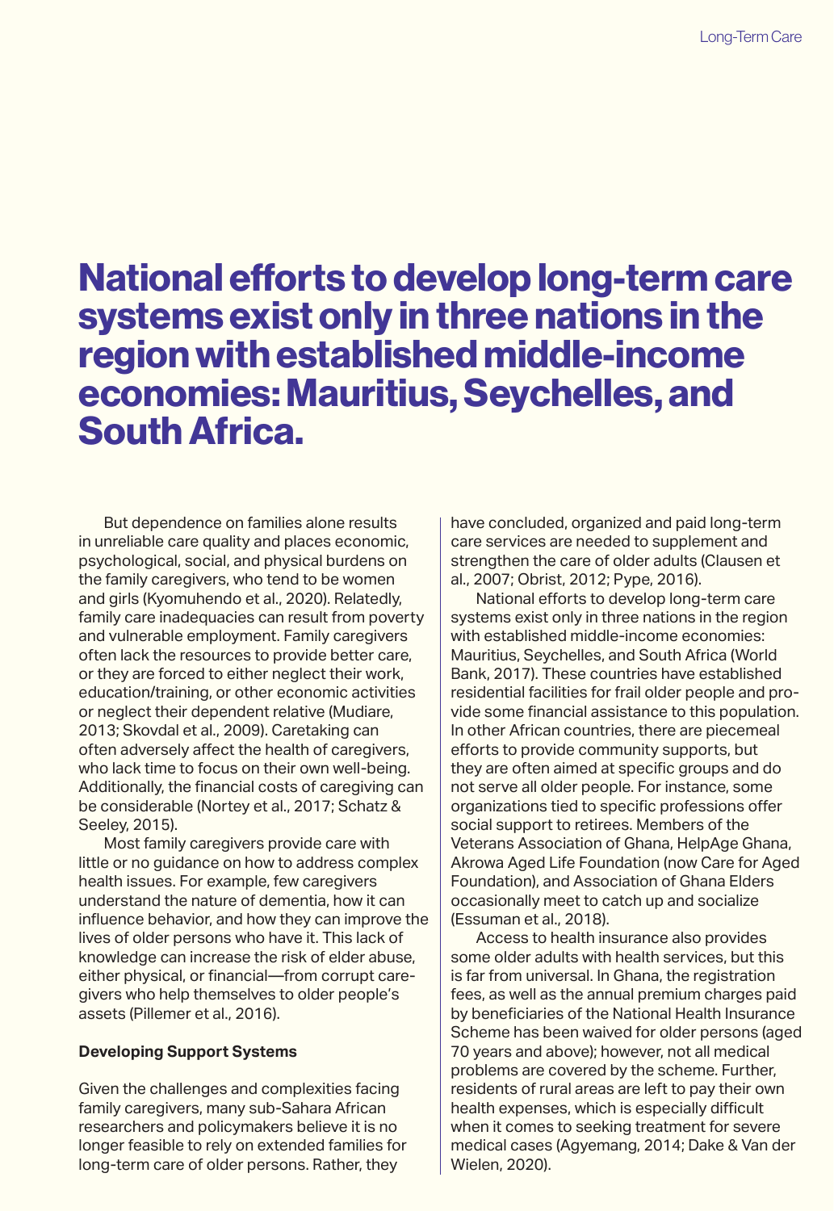**National efforts to develop long-term care systems exist only in three nations in the region with established middle-income economies: Mauritius, Seychelles, and South Africa.**

But dependence on families alone results in unreliable care quality and places economic, psychological, social, and physical burdens on the family caregivers, who tend to be women and girls (Kyomuhendo et al., 2020). Relatedly, family care inadequacies can result from poverty and vulnerable employment. Family caregivers often lack the resources to provide better care, or they are forced to either neglect their work, education/training, or other economic activities or neglect their dependent relative (Mudiare, 2013; Skovdal et al., 2009). Caretaking can often adversely affect the health of caregivers, who lack time to focus on their own well-being. Additionally, the financial costs of caregiving can be considerable (Nortey et al., 2017; Schatz & Seeley, 2015).

Most family caregivers provide care with little or no guidance on how to address complex health issues. For example, few caregivers understand the nature of dementia, how it can influence behavior, and how they can improve the lives of older persons who have it. This lack of knowledge can increase the risk of elder abuse, either physical, or financial—from corrupt caregivers who help themselves to older people's assets (Pillemer et al., 2016).

**Developing Support Systems**

Given the challenges and complexities facing family caregivers, many sub-Sahara African researchers and policymakers believe it is no longer feasible to rely on extended families for long-term care of older persons. Rather, they have concluded, organized and paid long-term care services are needed to supplement and strengthen the care of older adults (Clausen et al., 2007; Obrist, 2012; Pype, 2016).

National efforts to develop long-term care systems exist only in three nations in the region with established middle-income economies: Mauritius, Seychelles, and South Africa (World Bank, 2017). These countries have established residential facilities for frail older people and provide some financial assistance to this population. In other African countries, there are piecemeal efforts to provide community supports, but they are often aimed at specific groups and do not serve all older people. For instance, some organizations tied to specific professions offer social support to retirees. Members of the Veterans Association of Ghana, HelpAge Ghana, Akrowa Aged Life Foundation (now Care for Aged Foundation), and Association of Ghana Elders occasionally meet to catch up and socialize (Essuman et al., 2018).

Access to health insurance also provides some older adults with health services, but this is far from universal. In Ghana, the registration fees, as well as the annual premium charges paid by beneficiaries of the National Health Insurance Scheme has been waived for older persons (aged 70 years and above); however, not all medical problems are covered by the scheme. Further, residents of rural areas are left to pay their own health expenses, which is especially difficult when it comes to seeking treatment for severe medical cases (Agyemang, 2014; Dake & Van der Wielen, 2020).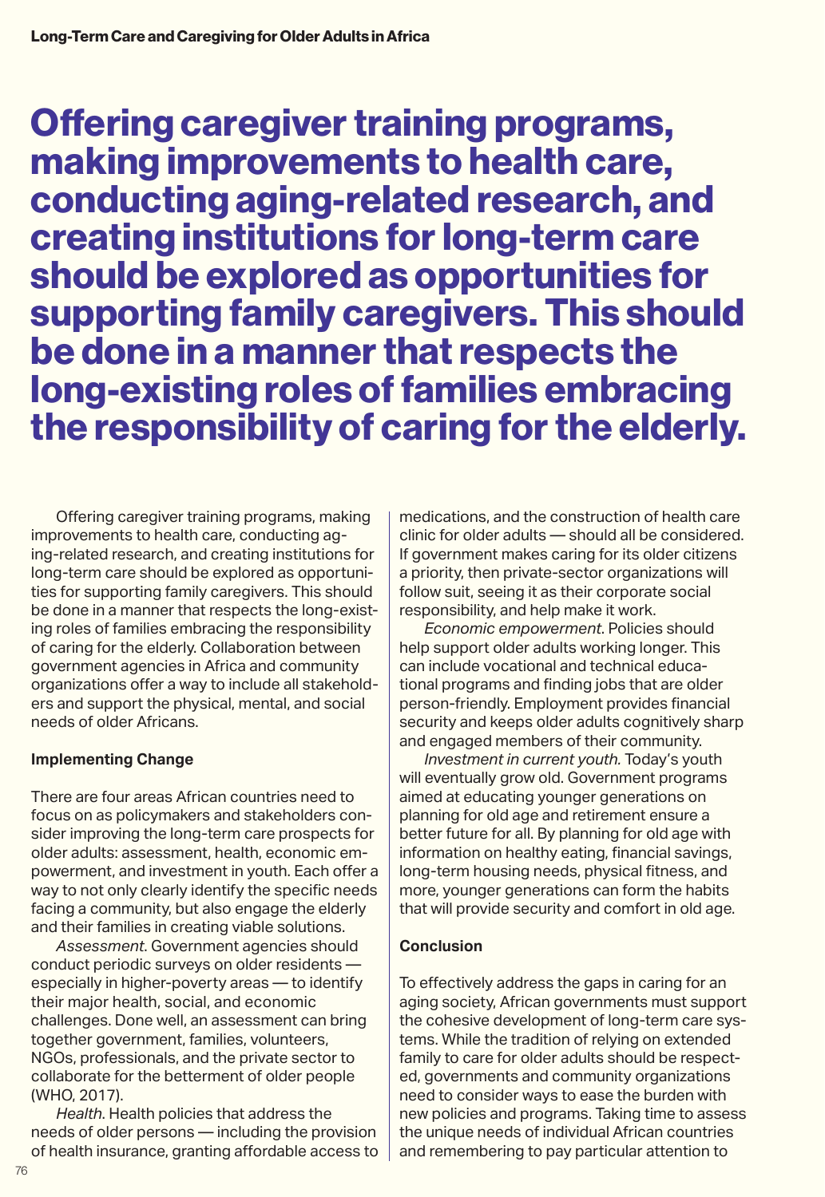# Offering caregiver training programs, making improvements to health care, conducting aging-related research, and creating institutions for long-term care should be explored as opportunities for supporting family caregivers. This should be done in a manner that respects the long-existing roles of families embracing the responsibility of caring for the elderly.

Offering caregiver training programs, making improvements to health care, conducting aging-related research, and creating institutions for long-term care should be explored as opportunities for supporting family caregivers. This should be done in a manner that respects the long-existing roles of families embracing the responsibility of caring for the elderly. Collaboration between government agencies in Africa and community organizations offer a way to include all stakeholders and support the physical, mental, and social needs of older Africans.

## Implementing Change

There are four areas African countries need to focus on as policymakers and stakeholders consider improving the long-term care prospects for older adults: assessment, health, economic empowerment, and investment in youth. Each offer a way to not only clearly identify the specific needs facing a community, but also engage the elderly and their families in creating viable solutions.

*Assessment*. Government agencies should conduct periodic surveys on older residents — especially in higher-poverty areas — to identify their major health, social, and economic challenges. Done well, an assessment can bring together government, families, volunteers, NGOs, professionals, and the private sector to collaborate for the betterment of older people (WHO, 2017).

*Health*. Health policies that address the needs of older persons — including the provision of health insurance, granting affordable access to medications, and the construction of health care clinic for older adults — should all be considered. If government makes caring for its older citizens a priority, then private-sector organizations will follow suit, seeing it as their corporate social responsibility, and help make it work.

*Economic empowerment*. Policies should help support older adults working longer. This can include vocational and technical educational programs and finding jobs that are older person-friendly. Employment provides financial security and keeps older adults cognitively sharp and engaged members of their community.

*Investment in current youth.* Today's youth will eventually grow old. Government programs aimed at educating younger generations on planning for old age and retirement ensure a better future for all. By planning for old age with information on healthy eating, financial savings, long-term housing needs, physical fitness, and more, younger generations can form the habits that will provide security and comfort in old age.

## Conclusion

To effectively address the gaps in caring for an aging society, African governments must support the cohesive development of long-term care systems. While the tradition of relying on extended family to care for older adults should be respected, governments and community organizations need to consider ways to ease the burden with new policies and programs. Taking time to assess the unique needs of individual African countries and remembering to pay particular attention to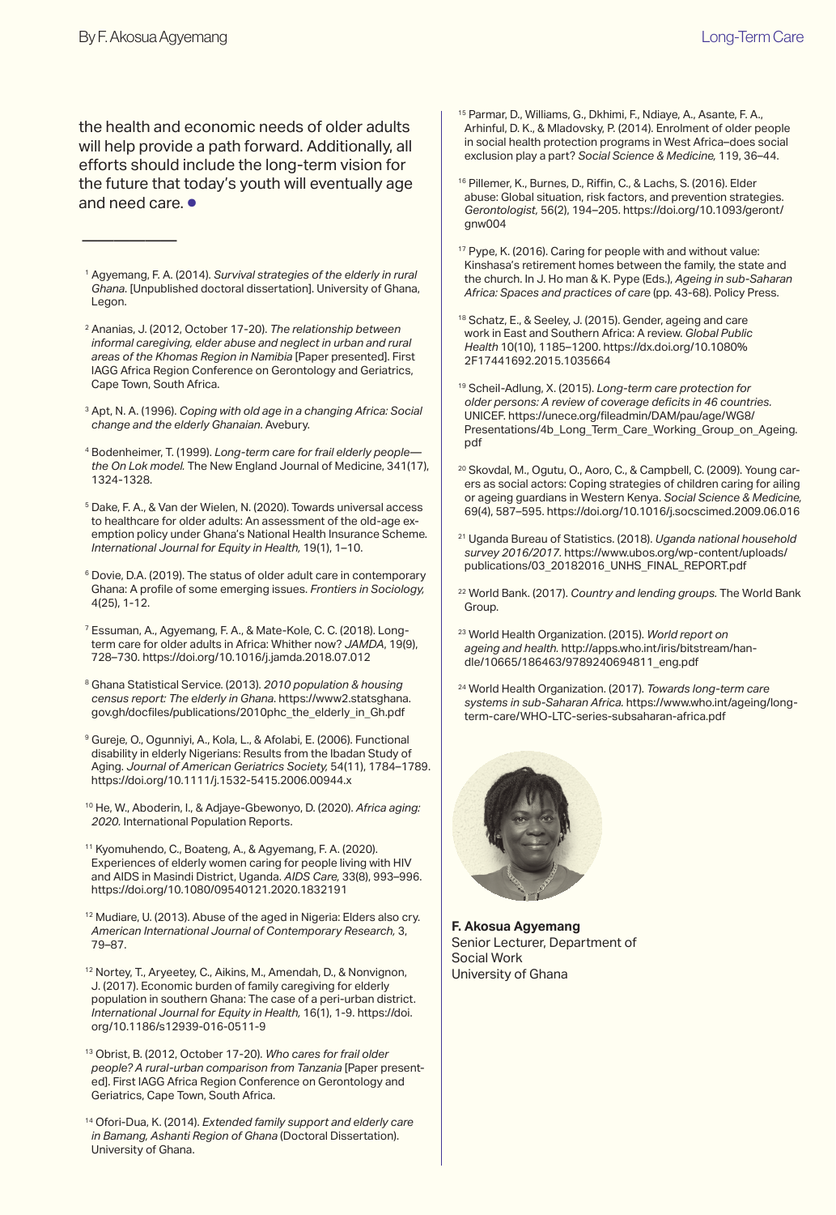the health and economic needs of older adults will help provide a path forward. Additionally, all efforts should include the long-term vision for the future that today's youth will eventually age and need care. ●

---

[1] Agyemang, F. A. (2014). *Survival strategies of the elderly in rural Ghana.* [Unpublished doctoral dissertation]. University of Ghana, Legon.

[2] Ananias, J. (2012, October 17-20). *The relationship between informal caregiving, elder abuse and neglect in urban and rural areas of the Khomas Region in Namibia* [Paper presented]. First IAGG Africa Region Conference on Gerontology and Geriatrics, Cape Town, South Africa.

[3] Apt, N. A. (1996). *Coping with old age in a changing Africa: Social change and the elderly Ghanaian.* Avebury.

[4] Bodenheimer, T. (1999). *Long-term care for frail elderly people—the On Lok model.* The New England Journal of Medicine, 341(17), 1324-1328.

[5] Dake, F. A., & Van der Wielen, N. (2020). Towards universal access to healthcare for older adults: An assessment of the old-age exemption policy under Ghana's National Health Insurance Scheme. *International Journal for Equity in Health,* 19(1), 1–10.

[6] Dovie, D.A. (2019). The status of older adult care in contemporary Ghana: A profile of some emerging issues. *Frontiers in Sociology,* 4(25), 1-12.

[7] Essuman, A., Agyemang, F. A., & Mate-Kole, C. C. (2018). Long-term care for older adults in Africa: Whither now? *JAMDA,* 19(9), 728–730. https://doi.org/10.1016/j.jamda.2018.07.012

[8] Ghana Statistical Service. (2013). *2010 population & housing census report: The elderly in Ghana.* https://www2.statsghana.gov.gh/docfiles/publications/2010phc_the_elderly_in_Gh.pdf

[9] Gureje, O., Ogunniyi, A., Kola, L., & Afolabi, E. (2006). Functional disability in elderly Nigerians: Results from the Ibadan Study of Aging. *Journal of American Geriatrics Society,* 54(11), 1784–1789. https://doi.org/10.1111/j.1532-5415.2006.00944.x

[10] He, W., Aboderin, I., & Adjaye-Gbewonyo, D. (2020). *Africa aging: 2020.* International Population Reports.

[11] Kyomuhendo, C., Boateng, A., & Agyemang, F. A. (2020). Experiences of elderly women caring for people living with HIV and AIDS in Masindi District, Uganda. *AIDS Care,* 33(8), 993–996. https://doi.org/10.1080/09540121.2020.1832191

[12] Mudiare, U. (2013). Abuse of the aged in Nigeria: Elders also cry. *American International Journal of Contemporary Research,* 3, 79–87.

[12] Nortey, T., Aryeetey, C., Aikins, M., Amendah, D., & Nonvignon, J. (2017). Economic burden of family caregiving for elderly population in southern Ghana: The case of a peri-urban district. *International Journal for Equity in Health,* 16(1), 1-9. https://doi.org/10.1186/s12939-016-0511-9

[13] Obrist, B. (2012, October 17-20). *Who cares for frail older people? A rural-urban comparison from Tanzania* [Paper presented]. First IAGG Africa Region Conference on Gerontology and Geriatrics, Cape Town, South Africa.

[14] Ofori-Dua, K. (2014). *Extended family support and elderly care in Bamang, Ashanti Region of Ghana* (Doctoral Dissertation). University of Ghana.

[15] Parmar, D., Williams, G., Dkhimi, F., Ndiaye, A., Asante, F. A., Arhinful, D. K., & Mladovsky, P. (2014). Enrolment of older people in social health protection programs in West Africa–does social exclusion play a part? *Social Science & Medicine,* 119, 36–44.

[16] Pillemer, K., Burnes, D., Riffin, C., & Lachs, S. (2016). Elder abuse: Global situation, risk factors, and prevention strategies. *Gerontologist,* 56(2), 194–205. https://doi.org/10.1093/geront/gnw004

[17] Pype, K. (2016). Caring for people with and without value: Kinshasa's retirement homes between the family, the state and the church. In J. Ho man & K. Pype (Eds.), *Ageing in sub-Saharan Africa: Spaces and practices of care* (pp. 43-68). Policy Press.

[18] Schatz, E., & Seeley, J. (2015). Gender, ageing and care work in East and Southern Africa: A review. *Global Public Health* 10(10), 1185–1200. https://dx.doi.org/10.1080%2F17441692.2015.1035664

[19] Scheil-Adlung, X. (2015). *Long-term care protection for older persons: A review of coverage deficits in 46 countries.* UNICEF. https://unece.org/fileadmin/DAM/pau/age/WG8/Presentations/4b_Long_Term_Care_Working_Group_on_Ageing.pdf

[20] Skovdal, M., Ogutu, O., Aoro, C., & Campbell, C. (2009). Young carers as social actors: Coping strategies of children caring for ailing or ageing guardians in Western Kenya. *Social Science & Medicine,* 69(4), 587–595. https://doi.org/10.1016/j.socscimed.2009.06.016

[21] Uganda Bureau of Statistics. (2018). *Uganda national household survey 2016/2017.* https://www.ubos.org/wp-content/uploads/publications/03_20182016_UNHS_FINAL_REPORT.pdf

[22] World Bank. (2017). *Country and lending groups.* The World Bank Group.

[23] World Health Organization. (2015). *World report on ageing and health.* http://apps.who.int/iris/bitstream/handle/10665/186463/9789240694811_eng.pdf

[24] World Health Organization. (2017). *Towards long-term care systems in sub-Saharan Africa.* https://www.who.int/ageing/long-term-care/WHO-LTC-series-subsaharan-africa.pdf

**F. Akosua Agyemang**
Senior Lecturer, Department of Social Work
University of Ghana